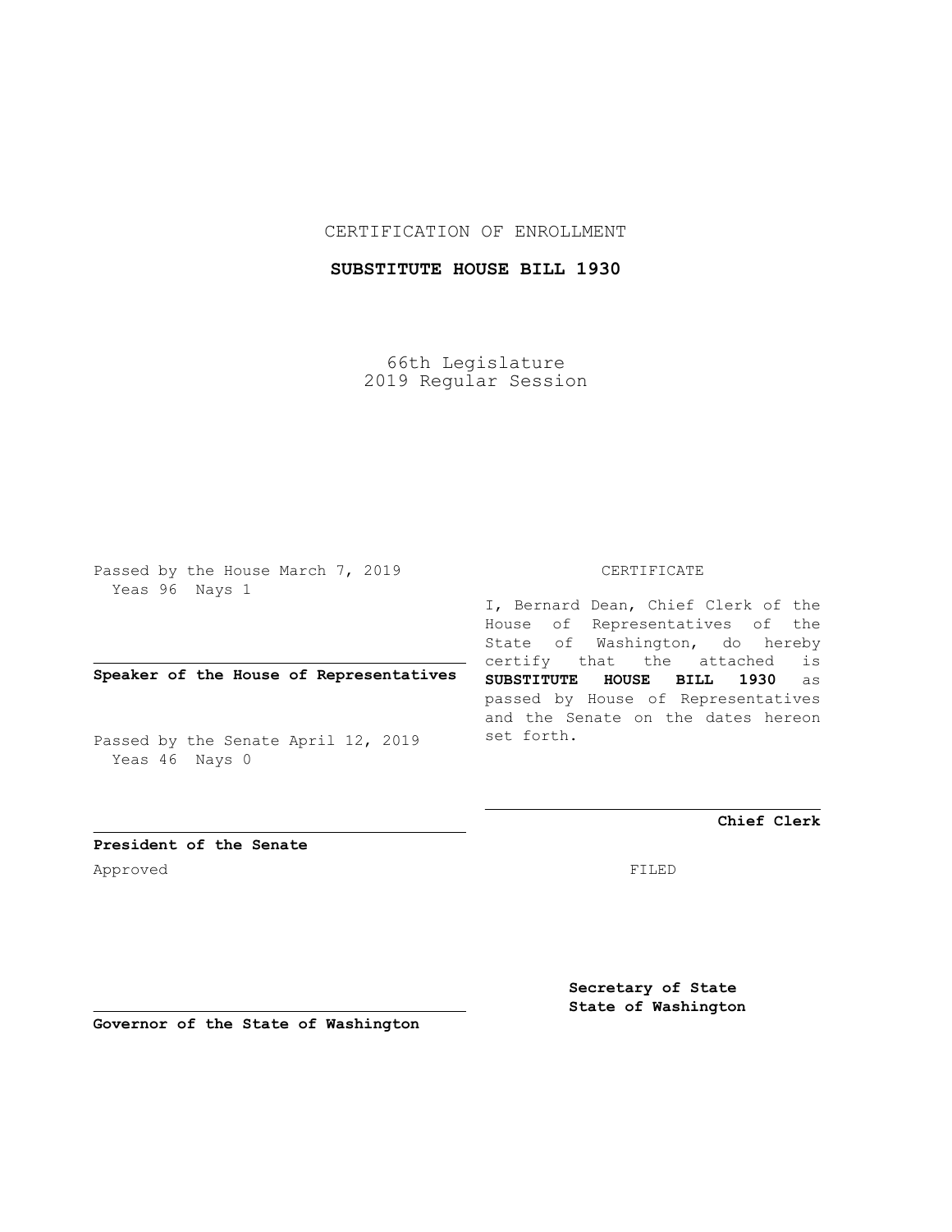CERTIFICATION OF ENROLLMENT

**SUBSTITUTE HOUSE BILL 1930**

66th Legislature
2019 Regular Session

Passed by the House March 7, 2019
Yeas 96 Nays 1

**Speaker of the House of Representatives**

Passed by the Senate April 12, 2019
Yeas 46 Nays 0

**President of the Senate**

Approved

**Governor of the State of Washington**

CERTIFICATE

I, Bernard Dean, Chief Clerk of the House of Representatives of the State of Washington, do hereby certify that the attached is **SUBSTITUTE HOUSE BILL 1930** as passed by House of Representatives and the Senate on the dates hereon set forth.

**Chief Clerk**

FILED

**Secretary of State**
**State of Washington**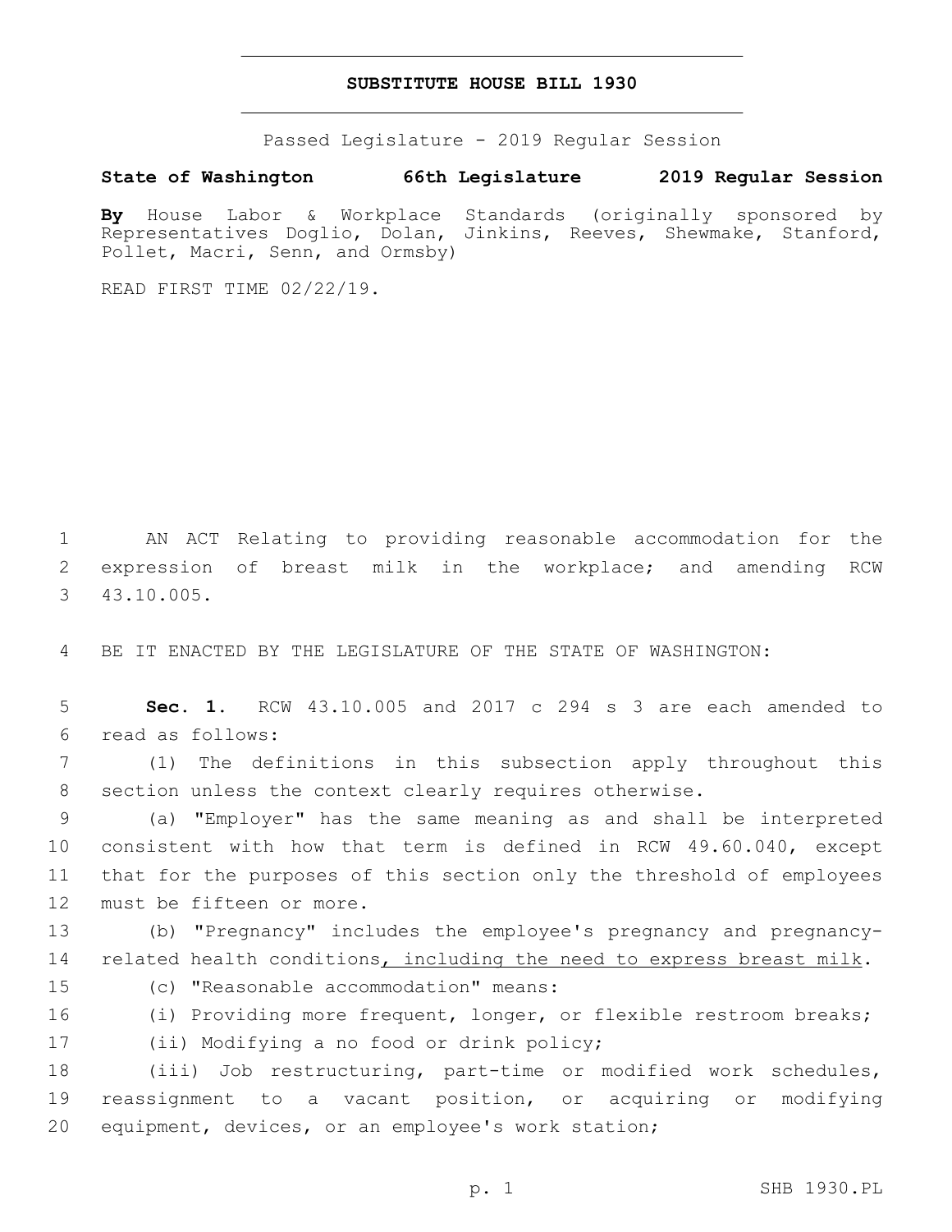# SUBSTITUTE HOUSE BILL 1930

Passed Legislature - 2019 Regular Session

**State of Washington 66th Legislature 2019 Regular Session**

**By** House Labor & Workplace Standards (originally sponsored by Representatives Doglio, Dolan, Jinkins, Reeves, Shewmake, Stanford, Pollet, Macri, Senn, and Ormsby)

READ FIRST TIME 02/22/19.

1 AN ACT Relating to providing reasonable accommodation for the
2 expression of breast milk in the workplace; and amending RCW
3 43.10.005.

4 BE IT ENACTED BY THE LEGISLATURE OF THE STATE OF WASHINGTON:

5 **Sec. 1.** RCW 43.10.005 and 2017 c 294 s 3 are each amended to
6 read as follows:

7 (1) The definitions in this subsection apply throughout this
8 section unless the context clearly requires otherwise.

9 (a) "Employer" has the same meaning as and shall be interpreted
10 consistent with how that term is defined in RCW 49.60.040, except
11 that for the purposes of this section only the threshold of employees
12 must be fifteen or more.

13 (b) "Pregnancy" includes the employee's pregnancy and pregnancy-
14 related health conditions<u>, including the need to express breast milk</u>.

15 (c) "Reasonable accommodation" means:

16 (i) Providing more frequent, longer, or flexible restroom breaks;

17 (ii) Modifying a no food or drink policy;

18 (iii) Job restructuring, part-time or modified work schedules,
19 reassignment to a vacant position, or acquiring or modifying
20 equipment, devices, or an employee's work station;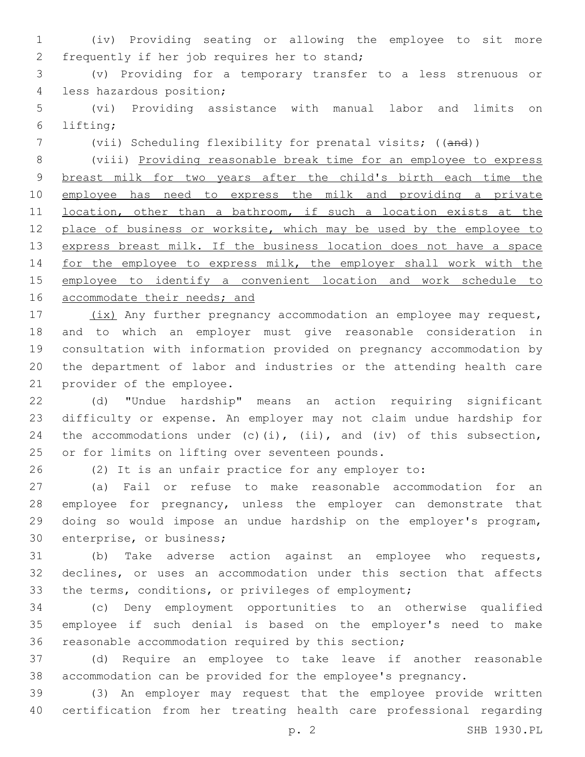(iv) Providing seating or allowing the employee to sit more frequently if her job requires her to stand;

(v) Providing for a temporary transfer to a less strenuous or less hazardous position;

(vi) Providing assistance with manual labor and limits on lifting;

(vii) Scheduling flexibility for prenatal visits; ((~~and~~))

(viii) <u>Providing reasonable break time for an employee to express breast milk for two years after the child's birth each time the employee has need to express the milk and providing a private location, other than a bathroom, if such a location exists at the place of business or worksite, which may be used by the employee to express breast milk. If the business location does not have a space for the employee to express milk, the employer shall work with the employee to identify a convenient location and work schedule to accommodate their needs; and</u>

<u>(ix)</u> Any further pregnancy accommodation an employee may request, and to which an employer must give reasonable consideration in consultation with information provided on pregnancy accommodation by the department of labor and industries or the attending health care provider of the employee.

(d) "Undue hardship" means an action requiring significant difficulty or expense. An employer may not claim undue hardship for the accommodations under (c)(i), (ii), and (iv) of this subsection, or for limits on lifting over seventeen pounds.

(2) It is an unfair practice for any employer to:

(a) Fail or refuse to make reasonable accommodation for an employee for pregnancy, unless the employer can demonstrate that doing so would impose an undue hardship on the employer's program, enterprise, or business;

(b) Take adverse action against an employee who requests, declines, or uses an accommodation under this section that affects the terms, conditions, or privileges of employment;

(c) Deny employment opportunities to an otherwise qualified employee if such denial is based on the employer's need to make reasonable accommodation required by this section;

(d) Require an employee to take leave if another reasonable accommodation can be provided for the employee's pregnancy.

(3) An employer may request that the employee provide written certification from her treating health care professional regarding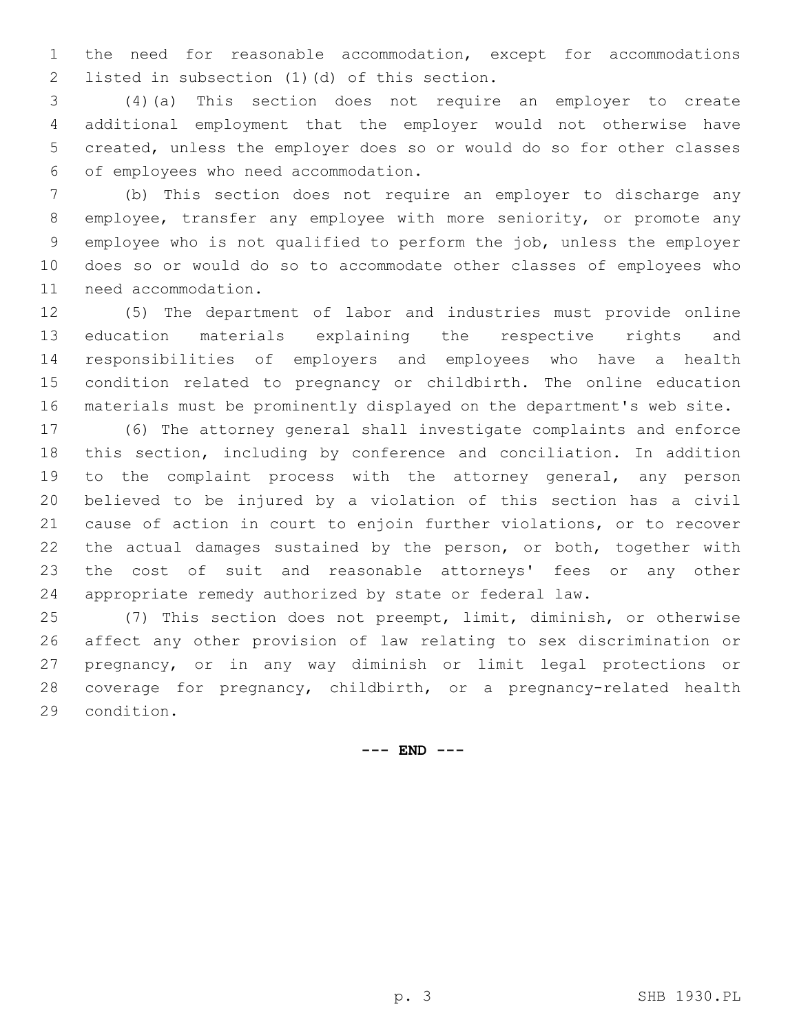the need for reasonable accommodation, except for accommodations listed in subsection (1)(d) of this section.

(4)(a) This section does not require an employer to create additional employment that the employer would not otherwise have created, unless the employer does so or would do so for other classes of employees who need accommodation.

(b) This section does not require an employer to discharge any employee, transfer any employee with more seniority, or promote any employee who is not qualified to perform the job, unless the employer does so or would do so to accommodate other classes of employees who need accommodation.

(5) The department of labor and industries must provide online education materials explaining the respective rights and responsibilities of employers and employees who have a health condition related to pregnancy or childbirth. The online education materials must be prominently displayed on the department's web site.

(6) The attorney general shall investigate complaints and enforce this section, including by conference and conciliation. In addition to the complaint process with the attorney general, any person believed to be injured by a violation of this section has a civil cause of action in court to enjoin further violations, or to recover the actual damages sustained by the person, or both, together with the cost of suit and reasonable attorneys' fees or any other appropriate remedy authorized by state or federal law.

(7) This section does not preempt, limit, diminish, or otherwise affect any other provision of law relating to sex discrimination or pregnancy, or in any way diminish or limit legal protections or coverage for pregnancy, childbirth, or a pregnancy-related health condition.

**--- END ---**